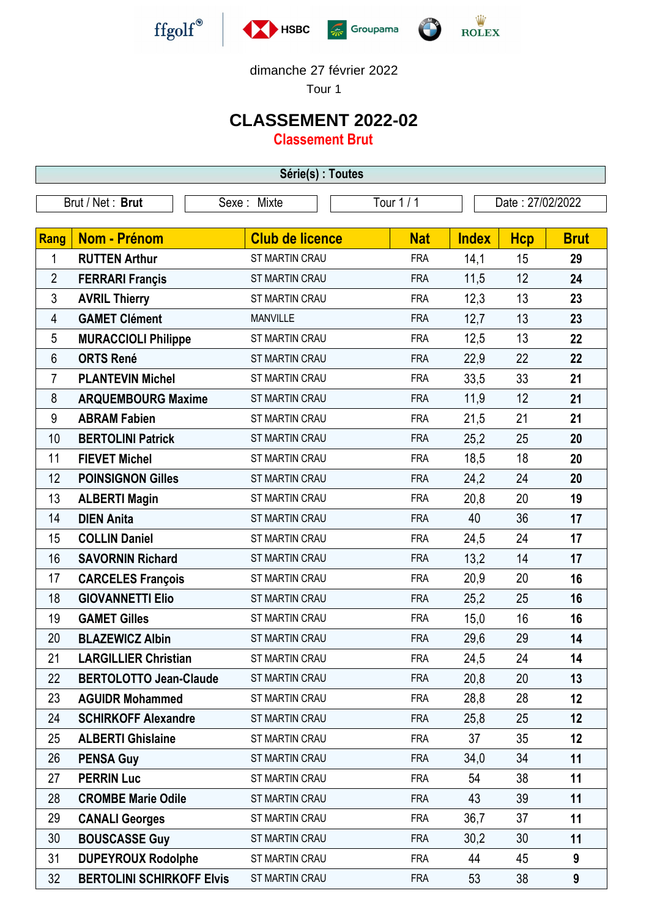ffgolf HSBC Groupama BMW ROLEX

dimanche 27 février 2022

Tour 1

# CLASSEMENT 2022-02

## Classement Brut

**Série(s) : Toutes**

| Brut / Net : **Brut** | Sexe : Mixte | Tour 1 / 1 | Date : 27/02/2022 |
|---|---|---|---|

| Rang | Nom - Prénom | Club de licence | Nat | Index | Hcp | Brut |
|---|---|---|---|---|---|---|
| 1 | **RUTTEN Arthur** | ST MARTIN CRAU | FRA | 14,1 | 15 | **29** |
| 2 | **FERRARI Françis** | ST MARTIN CRAU | FRA | 11,5 | 12 | **24** |
| 3 | **AVRIL Thierry** | ST MARTIN CRAU | FRA | 12,3 | 13 | **23** |
| 4 | **GAMET Clément** | MANVILLE | FRA | 12,7 | 13 | **23** |
| 5 | **MURACCIOLI Philippe** | ST MARTIN CRAU | FRA | 12,5 | 13 | **22** |
| 6 | **ORTS René** | ST MARTIN CRAU | FRA | 22,9 | 22 | **22** |
| 7 | **PLANTEVIN Michel** | ST MARTIN CRAU | FRA | 33,5 | 33 | **21** |
| 8 | **ARQUEMBOURG Maxime** | ST MARTIN CRAU | FRA | 11,9 | 12 | **21** |
| 9 | **ABRAM Fabien** | ST MARTIN CRAU | FRA | 21,5 | 21 | **21** |
| 10 | **BERTOLINI Patrick** | ST MARTIN CRAU | FRA | 25,2 | 25 | **20** |
| 11 | **FIEVET Michel** | ST MARTIN CRAU | FRA | 18,5 | 18 | **20** |
| 12 | **POINSIGNON Gilles** | ST MARTIN CRAU | FRA | 24,2 | 24 | **20** |
| 13 | **ALBERTI Magin** | ST MARTIN CRAU | FRA | 20,8 | 20 | **19** |
| 14 | **DIEN Anita** | ST MARTIN CRAU | FRA | 40 | 36 | **17** |
| 15 | **COLLIN Daniel** | ST MARTIN CRAU | FRA | 24,5 | 24 | **17** |
| 16 | **SAVORNIN Richard** | ST MARTIN CRAU | FRA | 13,2 | 14 | **17** |
| 17 | **CARCELES François** | ST MARTIN CRAU | FRA | 20,9 | 20 | **16** |
| 18 | **GIOVANNETTI Elio** | ST MARTIN CRAU | FRA | 25,2 | 25 | **16** |
| 19 | **GAMET Gilles** | ST MARTIN CRAU | FRA | 15,0 | 16 | **16** |
| 20 | **BLAZEWICZ Albin** | ST MARTIN CRAU | FRA | 29,6 | 29 | **14** |
| 21 | **LARGILLIER Christian** | ST MARTIN CRAU | FRA | 24,5 | 24 | **14** |
| 22 | **BERTOLOTTO Jean-Claude** | ST MARTIN CRAU | FRA | 20,8 | 20 | **13** |
| 23 | **AGUIDR Mohammed** | ST MARTIN CRAU | FRA | 28,8 | 28 | **12** |
| 24 | **SCHIRKOFF Alexandre** | ST MARTIN CRAU | FRA | 25,8 | 25 | **12** |
| 25 | **ALBERTI Ghislaine** | ST MARTIN CRAU | FRA | 37 | 35 | **12** |
| 26 | **PENSA Guy** | ST MARTIN CRAU | FRA | 34,0 | 34 | **11** |
| 27 | **PERRIN Luc** | ST MARTIN CRAU | FRA | 54 | 38 | **11** |
| 28 | **CROMBE Marie Odile** | ST MARTIN CRAU | FRA | 43 | 39 | **11** |
| 29 | **CANALI Georges** | ST MARTIN CRAU | FRA | 36,7 | 37 | **11** |
| 30 | **BOUSCASSE Guy** | ST MARTIN CRAU | FRA | 30,2 | 30 | **11** |
| 31 | **DUPEYROUX Rodolphe** | ST MARTIN CRAU | FRA | 44 | 45 | **9** |
| 32 | **BERTOLINI SCHIRKOFF Elvis** | ST MARTIN CRAU | FRA | 53 | 38 | **9** |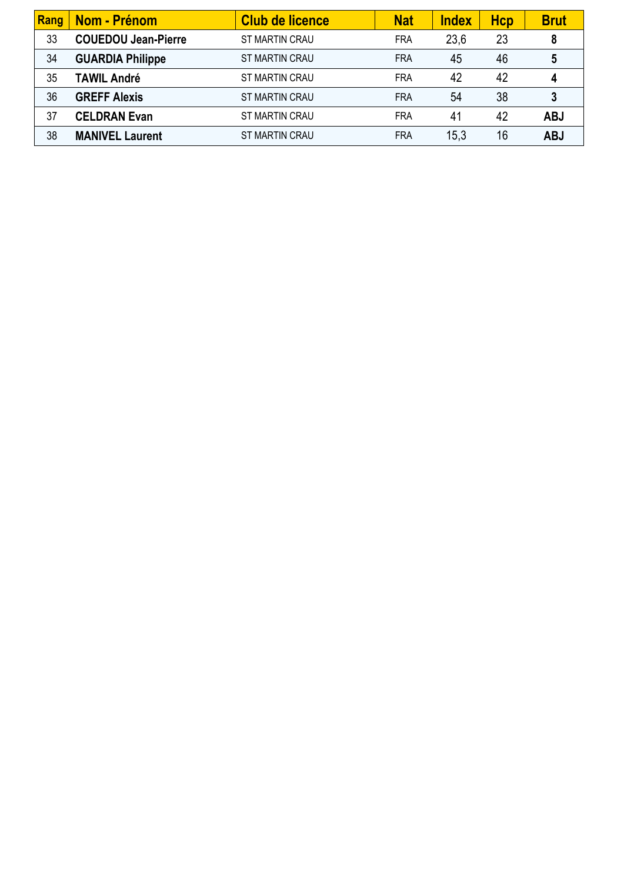| Rang | Nom - Prénom | Club de licence | Nat | Index | Hcp | Brut |
|---|---|---|---|---|---|---|
| 33 | **COUEDOU Jean-Pierre** | ST MARTIN CRAU | FRA | 23,6 | 23 | **8** |
| 34 | **GUARDIA Philippe** | ST MARTIN CRAU | FRA | 45 | 46 | **5** |
| 35 | **TAWIL André** | ST MARTIN CRAU | FRA | 42 | 42 | **4** |
| 36 | **GREFF Alexis** | ST MARTIN CRAU | FRA | 54 | 38 | **3** |
| 37 | **CELDRAN Evan** | ST MARTIN CRAU | FRA | 41 | 42 | **ABJ** |
| 38 | **MANIVEL Laurent** | ST MARTIN CRAU | FRA | 15,3 | 16 | **ABJ** |